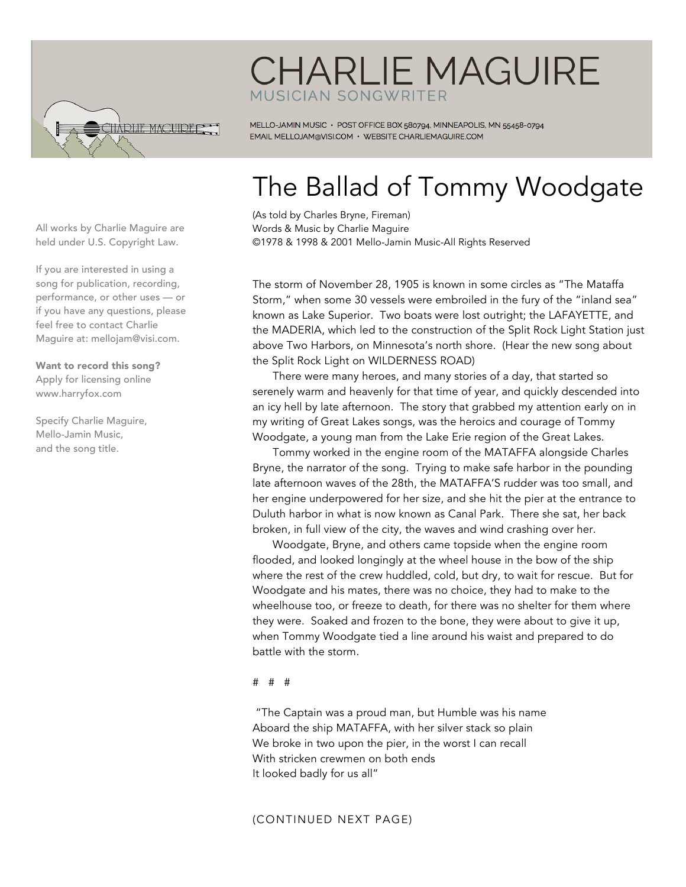# CHARLIE MAGUIRE

MUSICIAN SONGWRITER

MELLO-JAMIN MUSIC • POST OFFICE BOX 580794, MINNEAPOLIS, MN 55458-0794
EMAIL MELLOJAM@VISI.COM • WEBSITE CHARLIEMAGUIRE.COM

All works by Charlie Maguire are held under U.S. Copyright Law.

If you are interested in using a song for publication, recording, performance, or other uses — or if you have any questions, please feel free to contact Charlie Maguire at: mellojam@visi.com.

**Want to record this song?**
Apply for licensing online www.harryfox.com

Specify Charlie Maguire, Mello-Jamin Music, and the song title.

## The Ballad of Tommy Woodgate

(As told by Charles Bryne, Fireman)
Words & Music by Charlie Maguire
©1978 & 1998 & 2001 Mello-Jamin Music-All Rights Reserved

The storm of November 28, 1905 is known in some circles as "The Mataffa Storm," when some 30 vessels were embroiled in the fury of the "inland sea" known as Lake Superior. Two boats were lost outright; the LAFAYETTE, and the MADERIA, which led to the construction of the Split Rock Light Station just above Two Harbors, on Minnesota's north shore. (Hear the new song about the Split Rock Light on WILDERNESS ROAD)

There were many heroes, and many stories of a day, that started so serenely warm and heavenly for that time of year, and quickly descended into an icy hell by late afternoon. The story that grabbed my attention early on in my writing of Great Lakes songs, was the heroics and courage of Tommy Woodgate, a young man from the Lake Erie region of the Great Lakes.

Tommy worked in the engine room of the MATAFFA alongside Charles Bryne, the narrator of the song. Trying to make safe harbor in the pounding late afternoon waves of the 28th, the MATAFFA'S rudder was too small, and her engine underpowered for her size, and she hit the pier at the entrance to Duluth harbor in what is now known as Canal Park. There she sat, her back broken, in full view of the city, the waves and wind crashing over her.

Woodgate, Bryne, and others came topside when the engine room flooded, and looked longingly at the wheel house in the bow of the ship where the rest of the crew huddled, cold, but dry, to wait for rescue. But for Woodgate and his mates, there was no choice, they had to make to the wheelhouse too, or freeze to death, for there was no shelter for them where they were. Soaked and frozen to the bone, they were about to give it up, when Tommy Woodgate tied a line around his waist and prepared to do battle with the storm.

# # #

"The Captain was a proud man, but Humble was his name
Aboard the ship MATAFFA, with her silver stack so plain
We broke in two upon the pier, in the worst I can recall
With stricken crewmen on both ends
It looked badly for us all"

(CONTINUED NEXT PAGE)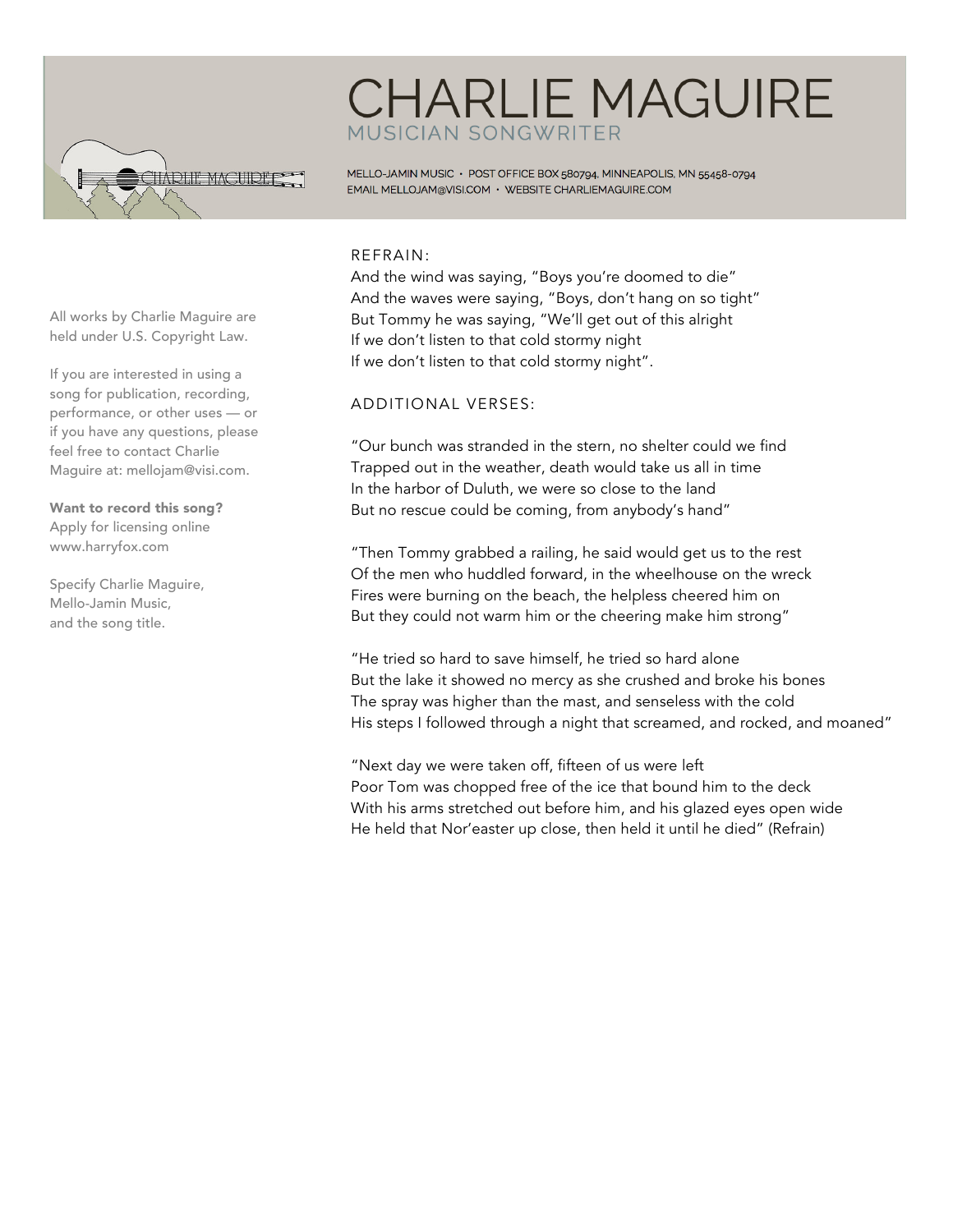# CHARLIE MAGUIRE

MUSICIAN SONGWRITER

MELLO-JAMIN MUSIC • POST OFFICE BOX 580794, MINNEAPOLIS, MN 55458-0794
EMAIL MELLOJAM@VISI.COM • WEBSITE CHARLIEMAGUIRE.COM

All works by Charlie Maguire are held under U.S. Copyright Law.

If you are interested in using a song for publication, recording, performance, or other uses — or if you have any questions, please feel free to contact Charlie Maguire at: mellojam@visi.com.

**Want to record this song?**
Apply for licensing online
www.harryfox.com

Specify Charlie Maguire,
Mello-Jamin Music,
and the song title.

REFRAIN:

And the wind was saying, "Boys you're doomed to die"
And the waves were saying, "Boys, don't hang on so tight"
But Tommy he was saying, "We'll get out of this alright
If we don't listen to that cold stormy night
If we don't listen to that cold stormy night".

ADDITIONAL VERSES:

"Our bunch was stranded in the stern, no shelter could we find
Trapped out in the weather, death would take us all in time
In the harbor of Duluth, we were so close to the land
But no rescue could be coming, from anybody's hand"

"Then Tommy grabbed a railing, he said would get us to the rest
Of the men who huddled forward, in the wheelhouse on the wreck
Fires were burning on the beach, the helpless cheered him on
But they could not warm him or the cheering make him strong"

"He tried so hard to save himself, he tried so hard alone
But the lake it showed no mercy as she crushed and broke his bones
The spray was higher than the mast, and senseless with the cold
His steps I followed through a night that screamed, and rocked, and moaned"

"Next day we were taken off, fifteen of us were left
Poor Tom was chopped free of the ice that bound him to the deck
With his arms stretched out before him, and his glazed eyes open wide
He held that Nor'easter up close, then held it until he died" (Refrain)